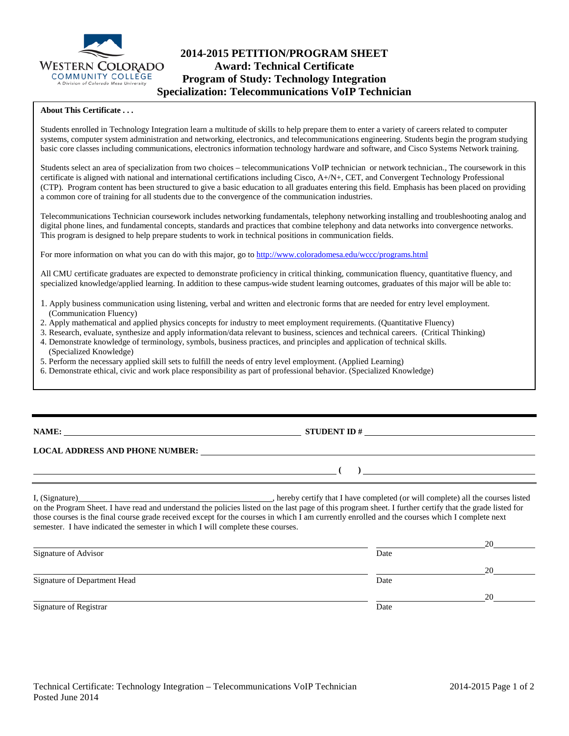# 2014-2015 PETITION/PROGRAM SHEET
## Award: Technical Certificate
## Program of Study: Technology Integration
## Specialization: Telecommunications VoIP Technician

**About This Certificate . . .**

Students enrolled in Technology Integration learn a multitude of skills to help prepare them to enter a variety of careers related to computer systems, computer system administration and networking, electronics, and telecommunications engineering. Students begin the program studying basic core classes including communications, electronics information technology hardware and software, and Cisco Systems Network training.

Students select an area of specialization from two choices – telecommunications VoIP technician or network technician., The coursework in this certificate is aligned with national and international certifications including Cisco, A+/N+, CET, and Convergent Technology Professional (CTP). Program content has been structured to give a basic education to all graduates entering this field. Emphasis has been placed on providing a common core of training for all students due to the convergence of the communication industries.

Telecommunications Technician coursework includes networking fundamentals, telephony networking installing and troubleshooting analog and digital phone lines, and fundamental concepts, standards and practices that combine telephony and data networks into convergence networks. This program is designed to help prepare students to work in technical positions in communication fields.

For more information on what you can do with this major, go to http://www.coloradomesa.edu/wccc/programs.html

All CMU certificate graduates are expected to demonstrate proficiency in critical thinking, communication fluency, quantitative fluency, and specialized knowledge/applied learning. In addition to these campus-wide student learning outcomes, graduates of this major will be able to:

1. Apply business communication using listening, verbal and written and electronic forms that are needed for entry level employment. (Communication Fluency)
2. Apply mathematical and applied physics concepts for industry to meet employment requirements. (Quantitative Fluency)
3. Research, evaluate, synthesize and apply information/data relevant to business, sciences and technical careers. (Critical Thinking)
4. Demonstrate knowledge of terminology, symbols, business practices, and principles and application of technical skills. (Specialized Knowledge)
5. Perform the necessary applied skill sets to fulfill the needs of entry level employment. (Applied Learning)
6. Demonstrate ethical, civic and work place responsibility as part of professional behavior. (Specialized Knowledge)

---

**NAME:** ______________________________ **STUDENT ID #** ______________________________

**LOCAL ADDRESS AND PHONE NUMBER:** ______________________________

______________________________ **( )** ______________________________

I, (Signature)______________________________, hereby certify that I have completed (or will complete) all the courses listed on the Program Sheet. I have read and understand the policies listed on the last page of this program sheet. I further certify that the grade listed for those courses is the final course grade received except for the courses in which I am currently enrolled and the courses which I complete next semester. I have indicated the semester in which I will complete these courses.

______________________________ ______________20______
Signature of Advisor Date

______________________________ ______________20______
Signature of Department Head Date

______________________________ ______________20______
Signature of Registrar Date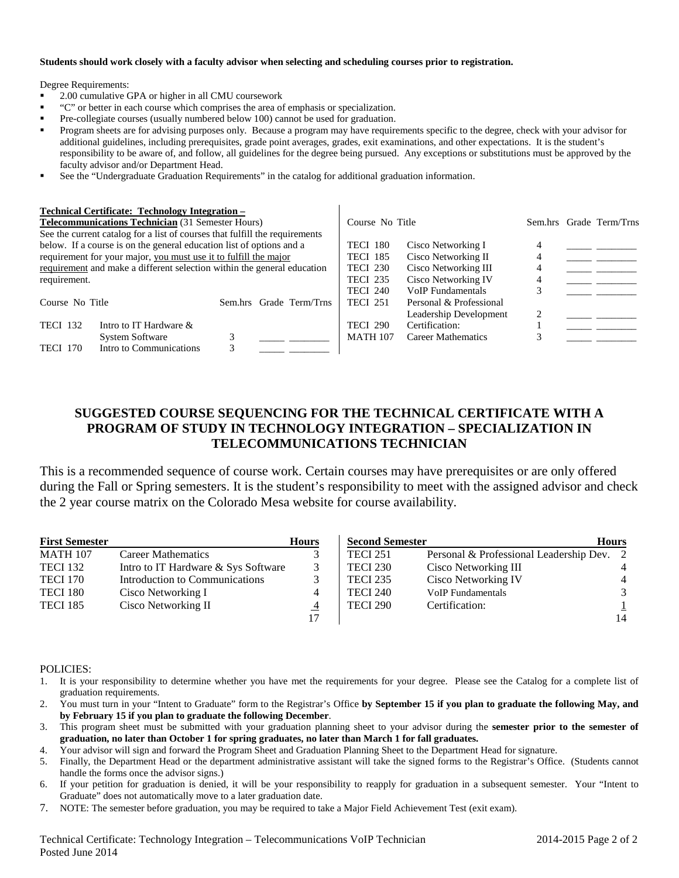**Students should work closely with a faculty advisor when selecting and scheduling courses prior to registration.**

Degree Requirements:

- 2.00 cumulative GPA or higher in all CMU coursework
- "C" or better in each course which comprises the area of emphasis or specialization.
- Pre-collegiate courses (usually numbered below 100) cannot be used for graduation.
- Program sheets are for advising purposes only. Because a program may have requirements specific to the degree, check with your advisor for additional guidelines, including prerequisites, grade point averages, grades, exit examinations, and other expectations. It is the student's responsibility to be aware of, and follow, all guidelines for the degree being pursued. Any exceptions or substitutions must be approved by the faculty advisor and/or Department Head.
- See the "Undergraduate Graduation Requirements" in the catalog for additional graduation information.

**Technical Certificate: Technology Integration – Telecommunications Technician** (31 Semester Hours)

See the current catalog for a list of courses that fulfill the requirements below. If a course is on the general education list of options and a requirement for your major, you must use it to fulfill the major requirement and make a different selection within the general education requirement.

| Course No | Title | Sem.hrs | Grade | Term/Trns |
|---|---|---|---|---|
| TECI 132 | Intro to IT Hardware & System Software | 3 | _____ | ________ |
| TECI 170 | Intro to Communications | 3 | _____ | ________ |
| TECI 180 | Cisco Networking I | 4 | _____ | ________ |
| TECI 185 | Cisco Networking II | 4 | _____ | ________ |
| TECI 230 | Cisco Networking III | 4 | _____ | ________ |
| TECI 235 | Cisco Networking IV | 4 | _____ | ________ |
| TECI 240 | VoIP Fundamentals | 3 | _____ | ________ |
| TECI 251 | Personal & Professional Leadership Development | 2 | _____ | ________ |
| TECI 290 | Certification: | 1 | _____ | ________ |
| MATH 107 | Career Mathematics | 3 | _____ | ________ |

## SUGGESTED COURSE SEQUENCING FOR THE TECHNICAL CERTIFICATE WITH A PROGRAM OF STUDY IN TECHNOLOGY INTEGRATION – SPECIALIZATION IN TELECOMMUNICATIONS TECHNICIAN

This is a recommended sequence of course work. Certain courses may have prerequisites or are only offered during the Fall or Spring semesters. It is the student's responsibility to meet with the assigned advisor and check the 2 year course matrix on the Colorado Mesa website for course availability.

| First Semester | | Hours |
|---|---|---|
| MATH 107 | Career Mathematics | 3 |
| TECI 132 | Intro to IT Hardware & Sys Software | 3 |
| TECI 170 | Introduction to Communications | 3 |
| TECI 180 | Cisco Networking I | 4 |
| TECI 185 | Cisco Networking II | 4 |
| | | 17 |

| Second Semester | | Hours |
|---|---|---|
| TECI 251 | Personal & Professional Leadership Dev. | 2 |
| TECI 230 | Cisco Networking III | 4 |
| TECI 235 | Cisco Networking IV | 4 |
| TECI 240 | VoIP Fundamentals | 3 |
| TECI 290 | Certification: | 1 |
| | | 14 |

POLICIES:

1. It is your responsibility to determine whether you have met the requirements for your degree. Please see the Catalog for a complete list of graduation requirements.
2. You must turn in your "Intent to Graduate" form to the Registrar's Office **by September 15 if you plan to graduate the following May, and by February 15 if you plan to graduate the following December**.
3. This program sheet must be submitted with your graduation planning sheet to your advisor during the **semester prior to the semester of graduation, no later than October 1 for spring graduates, no later than March 1 for fall graduates.**
4. Your advisor will sign and forward the Program Sheet and Graduation Planning Sheet to the Department Head for signature.
5. Finally, the Department Head or the department administrative assistant will take the signed forms to the Registrar's Office. (Students cannot handle the forms once the advisor signs.)
6. If your petition for graduation is denied, it will be your responsibility to reapply for graduation in a subsequent semester. Your "Intent to Graduate" does not automatically move to a later graduation date.
7. NOTE: The semester before graduation, you may be required to take a Major Field Achievement Test (exit exam).

Technical Certificate: Technology Integration – Telecommunications VoIP Technician
Posted June 2014